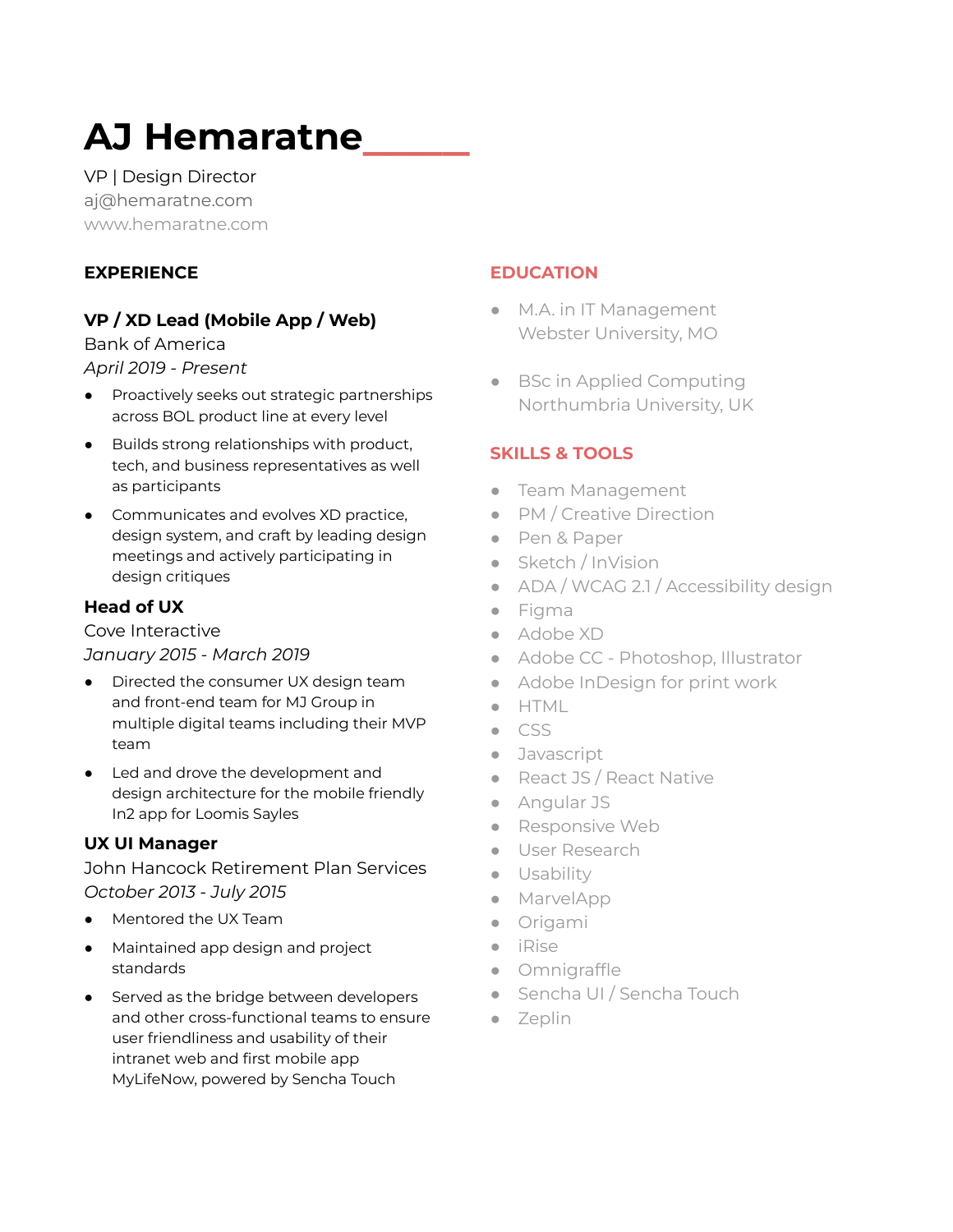# AJ Hemaratne

VP | Design Director
aj@hemaratne.com
www.hemaratne.com

## EXPERIENCE

### VP / XD Lead (Mobile App / Web)

Bank of America
*April 2019 - Present*

- Proactively seeks out strategic partnerships across BOL product line at every level
- Builds strong relationships with product, tech, and business representatives as well as participants
- Communicates and evolves XD practice, design system, and craft by leading design meetings and actively participating in design critiques

### Head of UX

Cove Interactive
*January 2015 - March 2019*

- Directed the consumer UX design team and front-end team for MJ Group in multiple digital teams including their MVP team
- Led and drove the development and design architecture for the mobile friendly In2 app for Loomis Sayles

### UX UI Manager

John Hancock Retirement Plan Services
*October 2013 - July 2015*

- Mentored the UX Team
- Maintained app design and project standards
- Served as the bridge between developers and other cross-functional teams to ensure user friendliness and usability of their intranet web and first mobile app MyLifeNow, powered by Sencha Touch

## EDUCATION

- M.A. in IT Management
  Webster University, MO
- BSc in Applied Computing
  Northumbria University, UK

## SKILLS & TOOLS

- Team Management
- PM / Creative Direction
- Pen & Paper
- Sketch / InVision
- ADA / WCAG 2.1 / Accessibility design
- Figma
- Adobe XD
- Adobe CC - Photoshop, Illustrator
- Adobe InDesign for print work
- HTML
- CSS
- Javascript
- React JS / React Native
- Angular JS
- Responsive Web
- User Research
- Usability
- MarvelApp
- Origami
- iRise
- Omnigraffle
- Sencha UI / Sencha Touch
- Zeplin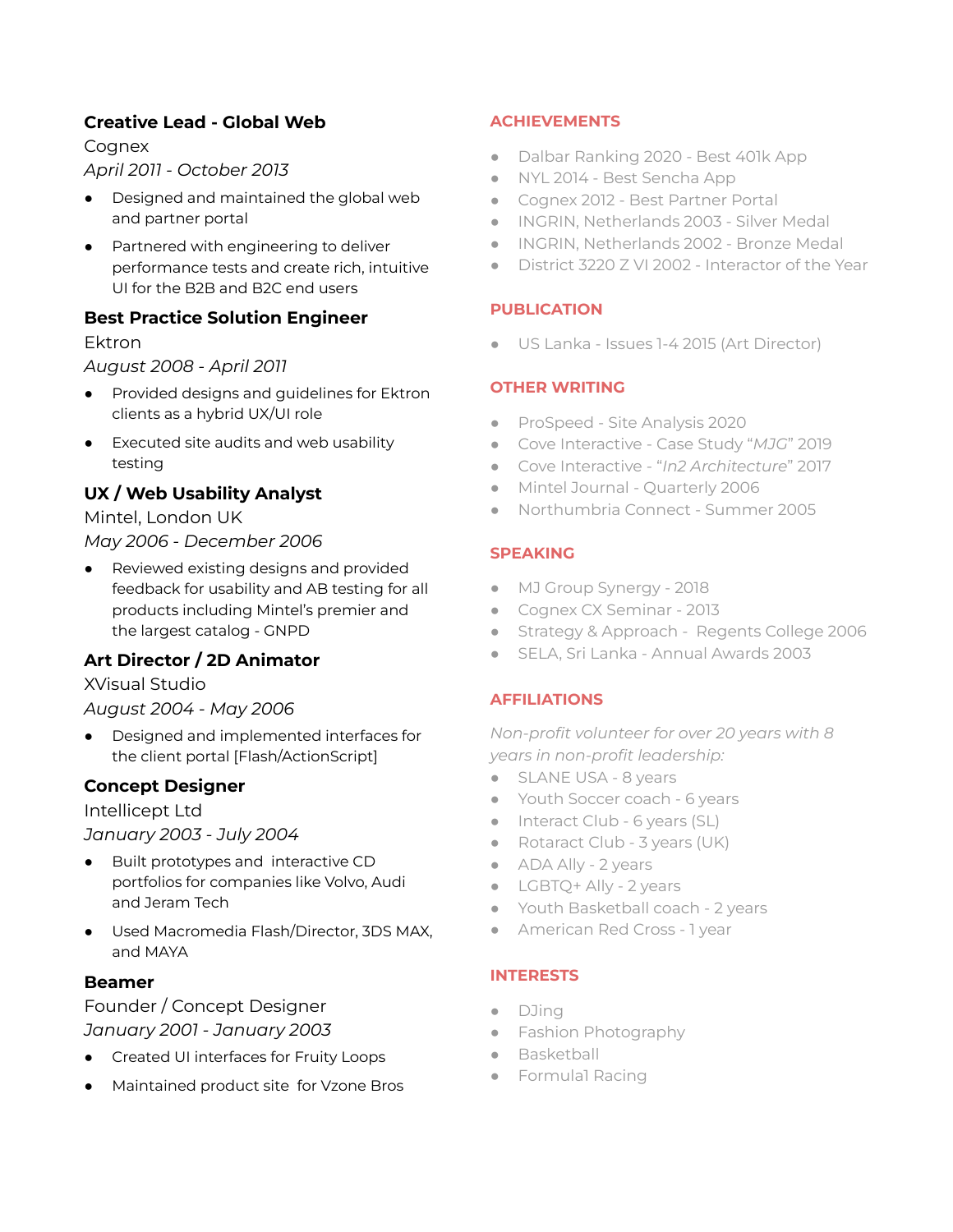### Creative Lead - Global Web

Cognex

*April 2011 - October 2013*

- Designed and maintained the global web and partner portal
- Partnered with engineering to deliver performance tests and create rich, intuitive UI for the B2B and B2C end users

### Best Practice Solution Engineer

Ektron

*August 2008 - April 2011*

- Provided designs and guidelines for Ektron clients as a hybrid UX/UI role
- Executed site audits and web usability testing

### UX / Web Usability Analyst

Mintel, London UK

*May 2006 - December 2006*

- Reviewed existing designs and provided feedback for usability and AB testing for all products including Mintel's premier and the largest catalog - GNPD

### Art Director / 2D Animator

XVisual Studio

*August 2004 - May 2006*

- Designed and implemented interfaces for the client portal [Flash/ActionScript]

### Concept Designer

Intellicept Ltd

*January 2003 - July 2004*

- Built prototypes and interactive CD portfolios for companies like Volvo, Audi and Jeram Tech
- Used Macromedia Flash/Director, 3DS MAX, and MAYA

### Beamer

Founder / Concept Designer

*January 2001 - January 2003*

- Created UI interfaces for Fruity Loops
- Maintained product site for Vzone Bros

## ACHIEVEMENTS

- Dalbar Ranking 2020 - Best 401k App
- NYL 2014 - Best Sencha App
- Cognex 2012 - Best Partner Portal
- INGRIN, Netherlands 2003 - Silver Medal
- INGRIN, Netherlands 2002 - Bronze Medal
- District 3220 Z VI 2002 - Interactor of the Year

## PUBLICATION

- US Lanka - Issues 1-4 2015 (Art Director)

## OTHER WRITING

- ProSpeed - Site Analysis 2020
- Cove Interactive - Case Study "*MJG*" 2019
- Cove Interactive - "*In2 Architecture*" 2017
- Mintel Journal - Quarterly 2006
- Northumbria Connect - Summer 2005

## SPEAKING

- MJ Group Synergy - 2018
- Cognex CX Seminar - 2013
- Strategy & Approach - Regents College 2006
- SELA, Sri Lanka - Annual Awards 2003

## AFFILIATIONS

*Non-profit volunteer for over 20 years with 8 years in non-profit leadership:*

- SLANE USA - 8 years
- Youth Soccer coach - 6 years
- Interact Club - 6 years (SL)
- Rotaract Club - 3 years (UK)
- ADA Ally - 2 years
- LGBTQ+ Ally - 2 years
- Youth Basketball coach - 2 years
- American Red Cross - 1 year

## INTERESTS

- DJing
- Fashion Photography
- Basketball
- Formula1 Racing